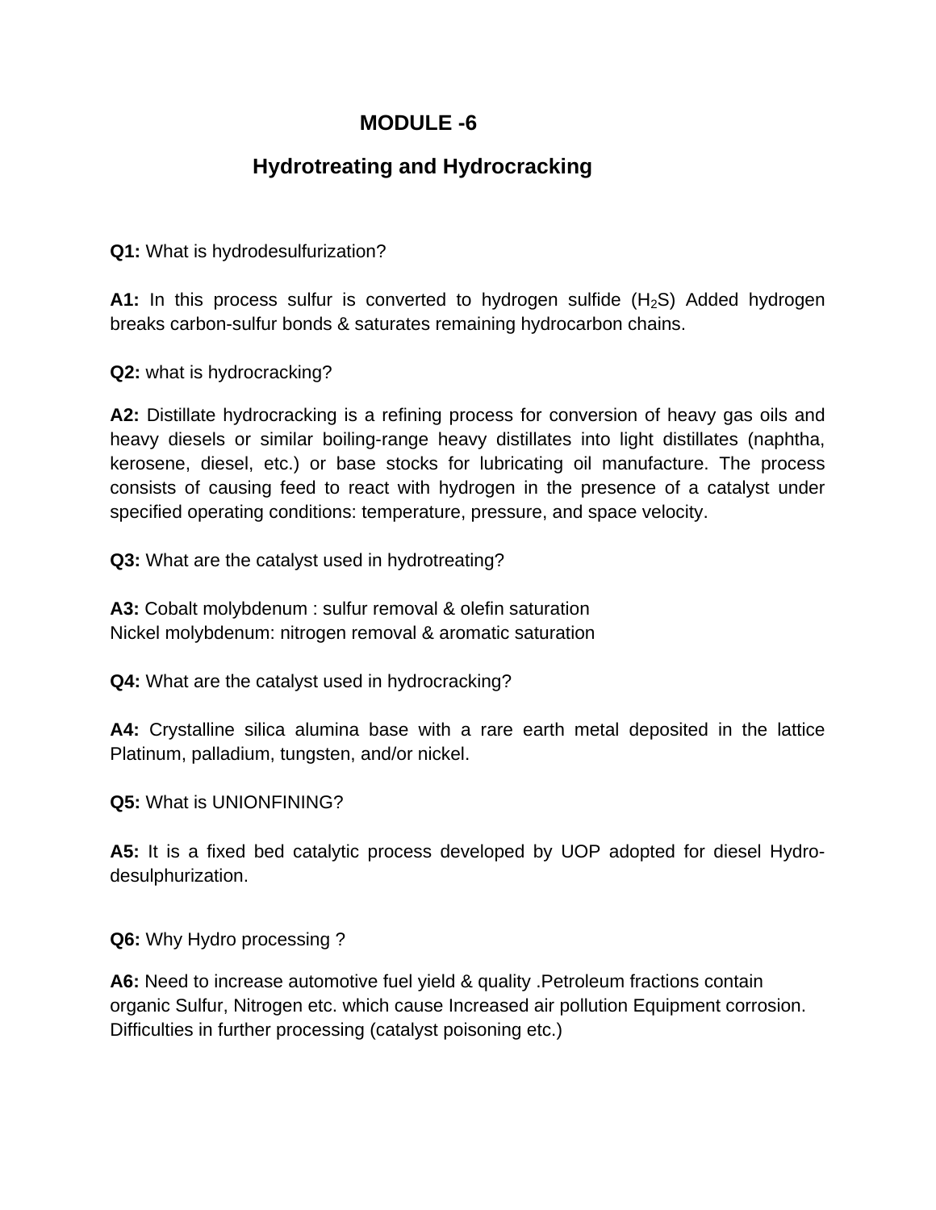# MODULE -6

## Hydrotreating and Hydrocracking

**Q1:** What is hydrodesulfurization?

**A1:** In this process sulfur is converted to hydrogen sulfide ($H_2S$) Added hydrogen breaks carbon-sulfur bonds & saturates remaining hydrocarbon chains.

**Q2:** what is hydrocracking?

**A2:** Distillate hydrocracking is a refining process for conversion of heavy gas oils and heavy diesels or similar boiling-range heavy distillates into light distillates (naphtha, kerosene, diesel, etc.) or base stocks for lubricating oil manufacture. The process consists of causing feed to react with hydrogen in the presence of a catalyst under specified operating conditions: temperature, pressure, and space velocity.

**Q3:** What are the catalyst used in hydrotreating?

**A3:** Cobalt molybdenum : sulfur removal & olefin saturation
Nickel molybdenum: nitrogen removal & aromatic saturation

**Q4:** What are the catalyst used in hydrocracking?

**A4:** Crystalline silica alumina base with a rare earth metal deposited in the lattice Platinum, palladium, tungsten, and/or nickel.

**Q5:** What is UNIONFINING?

**A5:** It is a fixed bed catalytic process developed by UOP adopted for diesel Hydro-desulphurization.

**Q6:** Why Hydro processing ?

**A6:** Need to increase automotive fuel yield & quality .Petroleum fractions contain organic Sulfur, Nitrogen etc. which cause Increased air pollution Equipment corrosion. Difficulties in further processing (catalyst poisoning etc.)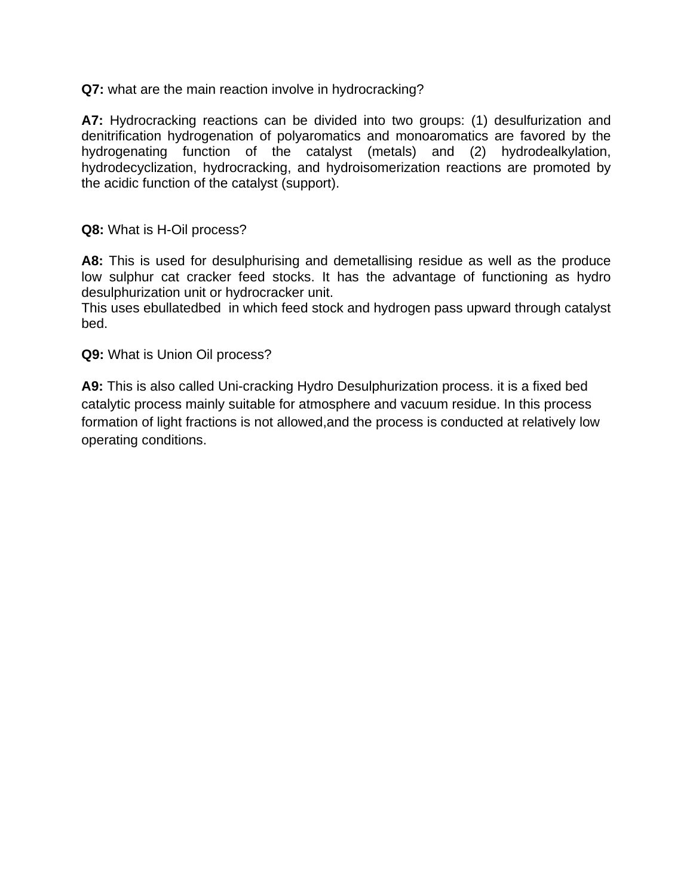**Q7:** what are the main reaction involve in hydrocracking?

**A7:** Hydrocracking reactions can be divided into two groups: (1) desulfurization and denitrification hydrogenation of polyaromatics and monoaromatics are favored by the hydrogenating function of the catalyst (metals) and (2) hydrodealkylation, hydrodecyclization, hydrocracking, and hydroisomerization reactions are promoted by the acidic function of the catalyst (support).

**Q8:** What is H-Oil process?

**A8:** This is used for desulphurising and demetallising residue as well as the produce low sulphur cat cracker feed stocks. It has the advantage of functioning as hydro desulphurization unit or hydrocracker unit.
This uses ebullatedbed in which feed stock and hydrogen pass upward through catalyst bed.

**Q9:** What is Union Oil process?

**A9:** This is also called Uni-cracking Hydro Desulphurization process. it is a fixed bed catalytic process mainly suitable for atmosphere and vacuum residue. In this process formation of light fractions is not allowed,and the process is conducted at relatively low operating conditions.